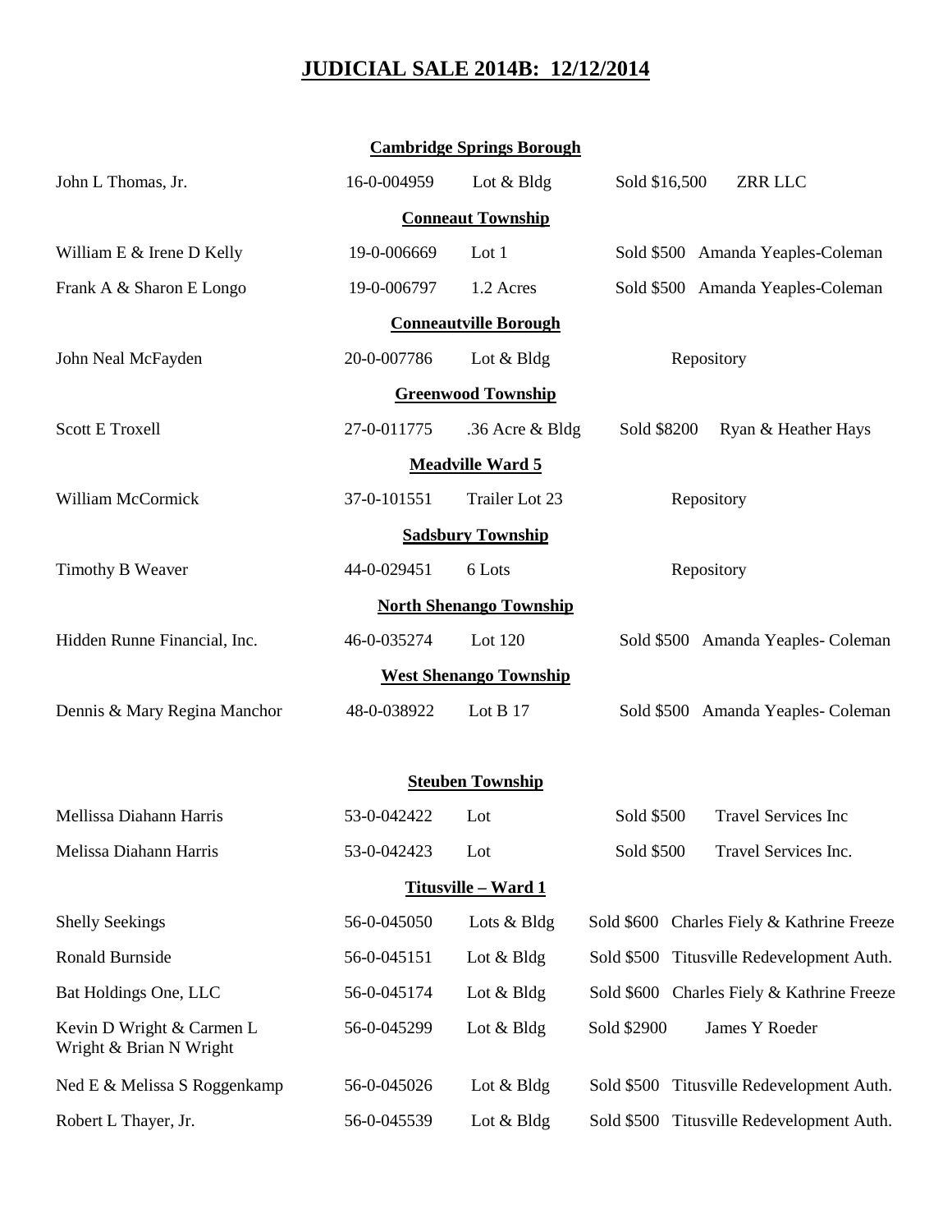# JUDICIAL SALE 2014B: 12/12/2014

**Cambridge Springs Borough**

| | | | | |
|---|---|---|---|---|
| John L Thomas, Jr. | 16-0-004959 | Lot & Bldg | Sold $16,500 | ZRR LLC |

**Conneaut Township**

| | | | | |
|---|---|---|---|---|
| William E & Irene D Kelly | 19-0-006669 | Lot 1 | Sold $500 | Amanda Yeaples-Coleman |
| Frank A & Sharon E Longo | 19-0-006797 | 1.2 Acres | Sold $500 | Amanda Yeaples-Coleman |

**Conneautville Borough**

| | | | | |
|---|---|---|---|---|
| John Neal McFayden | 20-0-007786 | Lot & Bldg | Repository | |

**Greenwood Township**

| | | | | |
|---|---|---|---|---|
| Scott E Troxell | 27-0-011775 | .36 Acre & Bldg | Sold $8200 | Ryan & Heather Hays |

**Meadville Ward 5**

| | | | | |
|---|---|---|---|---|
| William McCormick | 37-0-101551 | Trailer Lot 23 | Repository | |

**Sadsbury Township**

| | | | | |
|---|---|---|---|---|
| Timothy B Weaver | 44-0-029451 | 6 Lots | Repository | |

**North Shenango Township**

| | | | | |
|---|---|---|---|---|
| Hidden Runne Financial, Inc. | 46-0-035274 | Lot 120 | Sold $500 | Amanda Yeaples- Coleman |

**West Shenango Township**

| | | | | |
|---|---|---|---|---|
| Dennis & Mary Regina Manchor | 48-0-038922 | Lot B 17 | Sold $500 | Amanda Yeaples- Coleman |

**Steuben Township**

| | | | | |
|---|---|---|---|---|
| Mellissa Diahann Harris | 53-0-042422 | Lot | Sold $500 | Travel Services Inc |
| Melissa Diahann Harris | 53-0-042423 | Lot | Sold $500 | Travel Services Inc. |

**Titusville – Ward 1**

| | | | | |
|---|---|---|---|---|
| Shelly Seekings | 56-0-045050 | Lots & Bldg | Sold $600 | Charles Fiely & Kathrine Freeze |
| Ronald Burnside | 56-0-045151 | Lot & Bldg | Sold $500 | Titusville Redevelopment Auth. |
| Bat Holdings One, LLC | 56-0-045174 | Lot & Bldg | Sold $600 | Charles Fiely & Kathrine Freeze |
| Kevin D Wright & Carmen L Wright & Brian N Wright | 56-0-045299 | Lot & Bldg | Sold $2900 | James Y Roeder |
| Ned E & Melissa S Roggenkamp | 56-0-045026 | Lot & Bldg | Sold $500 | Titusville Redevelopment Auth. |
| Robert L Thayer, Jr. | 56-0-045539 | Lot & Bldg | Sold $500 | Titusville Redevelopment Auth. |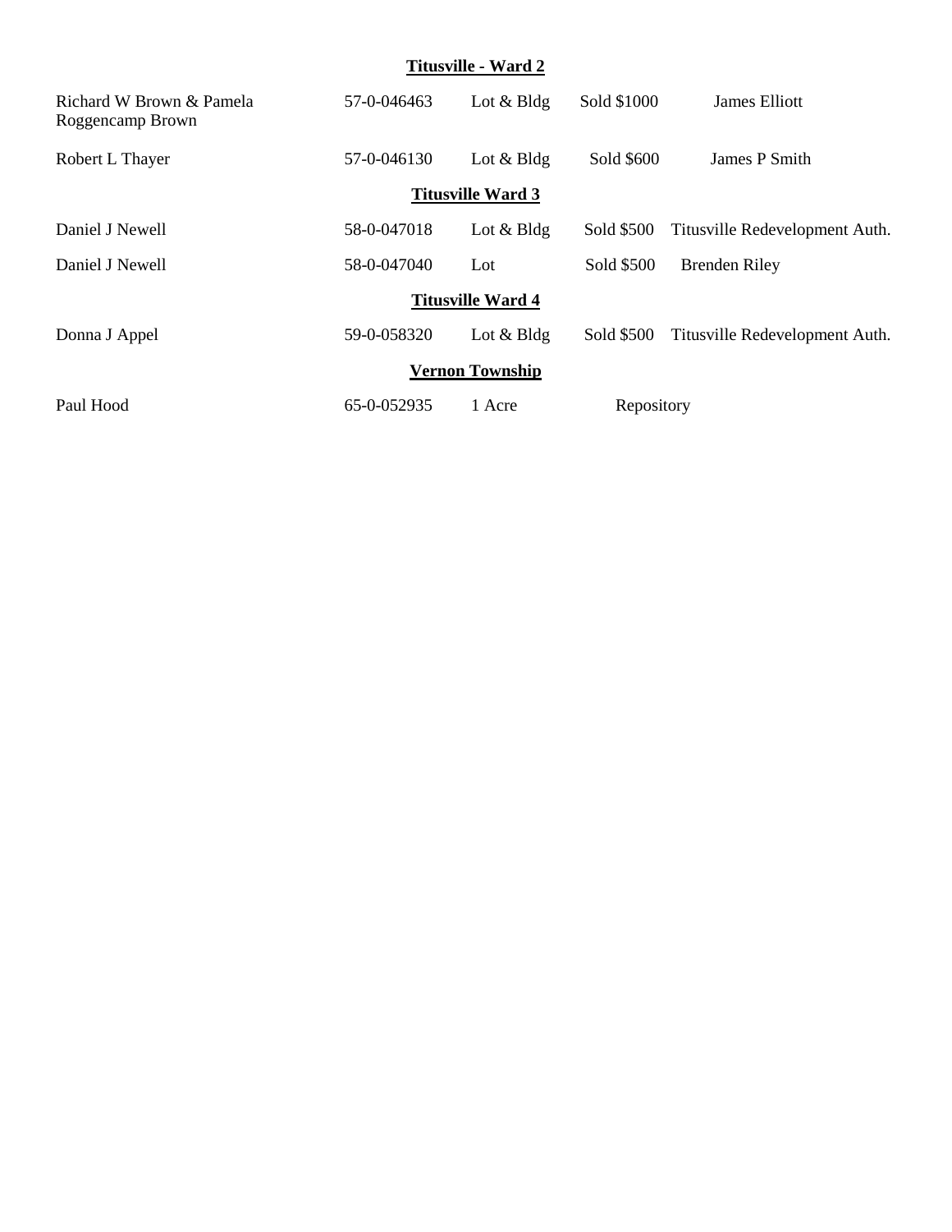## Titusville - Ward 2

| | | | | |
|---|---|---|---|---|
| Richard W Brown & Pamela Roggencamp Brown | 57-0-046463 | Lot & Bldg | Sold $1000 | James Elliott |
| Robert L Thayer | 57-0-046130 | Lot & Bldg | Sold $600 | James P Smith |

## Titusville Ward 3

| | | | | |
|---|---|---|---|---|
| Daniel J Newell | 58-0-047018 | Lot & Bldg | Sold $500 | Titusville Redevelopment Auth. |
| Daniel J Newell | 58-0-047040 | Lot | Sold $500 | Brenden Riley |

## Titusville Ward 4

| | | | | |
|---|---|---|---|---|
| Donna J Appel | 59-0-058320 | Lot & Bldg | Sold $500 | Titusville Redevelopment Auth. |

## Vernon Township

| | | | | |
|---|---|---|---|---|
| Paul Hood | 65-0-052935 | 1 Acre | Repository | |